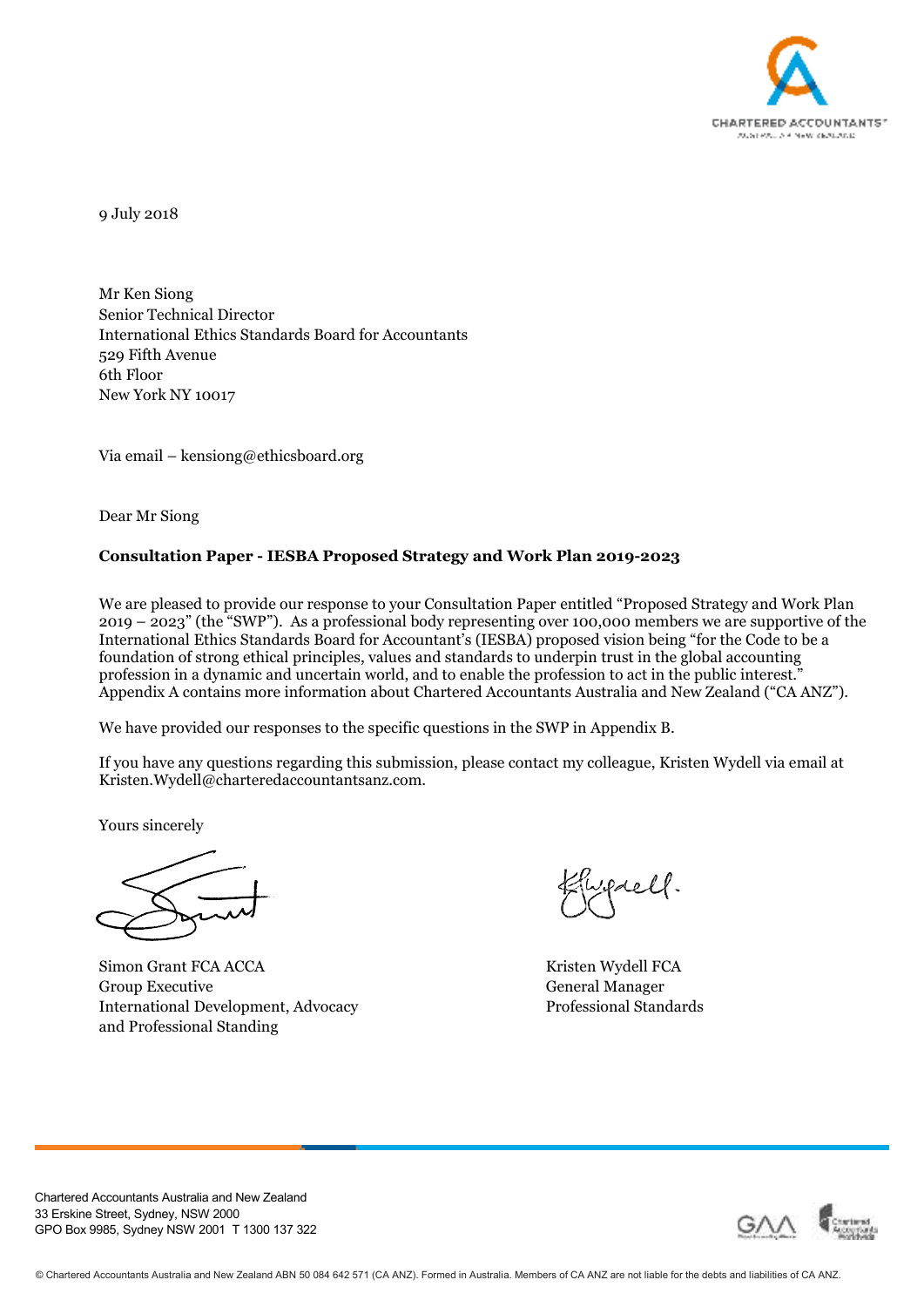9 July 2018

Mr Ken Siong
Senior Technical Director
International Ethics Standards Board for Accountants
529 Fifth Avenue
6th Floor
New York NY 10017

Via email – kensiong@ethicsboard.org

Dear Mr Siong

**Consultation Paper - IESBA Proposed Strategy and Work Plan 2019-2023**

We are pleased to provide our response to your Consultation Paper entitled "Proposed Strategy and Work Plan 2019 – 2023" (the "SWP"). As a professional body representing over 100,000 members we are supportive of the International Ethics Standards Board for Accountant's (IESBA) proposed vision being "for the Code to be a foundation of strong ethical principles, values and standards to underpin trust in the global accounting profession in a dynamic and uncertain world, and to enable the profession to act in the public interest." Appendix A contains more information about Chartered Accountants Australia and New Zealand ("CA ANZ").

We have provided our responses to the specific questions in the SWP in Appendix B.

If you have any questions regarding this submission, please contact my colleague, Kristen Wydell via email at Kristen.Wydell@charteredaccountantsanz.com.

Yours sincerely

Simon Grant FCA ACCA
Group Executive
International Development, Advocacy
and Professional Standing

Kristen Wydell FCA
General Manager
Professional Standards

Chartered Accountants Australia and New Zealand
33 Erskine Street, Sydney, NSW 2000
GPO Box 9985, Sydney NSW 2001 T 1300 137 322

© Chartered Accountants Australia and New Zealand ABN 50 084 642 571 (CA ANZ). Formed in Australia. Members of CA ANZ are not liable for the debts and liabilities of CA ANZ.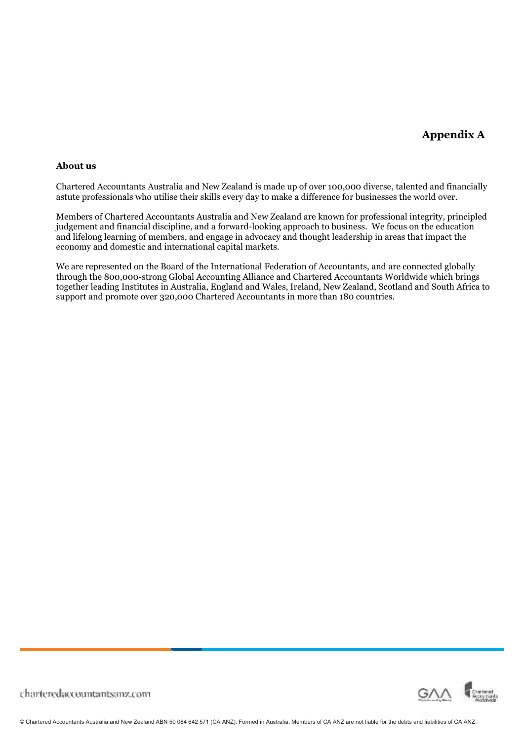# Appendix A

**About us**

Chartered Accountants Australia and New Zealand is made up of over 100,000 diverse, talented and financially astute professionals who utilise their skills every day to make a difference for businesses the world over.

Members of Chartered Accountants Australia and New Zealand are known for professional integrity, principled judgement and financial discipline, and a forward-looking approach to business. We focus on the education and lifelong learning of members, and engage in advocacy and thought leadership in areas that impact the economy and domestic and international capital markets.

We are represented on the Board of the International Federation of Accountants, and are connected globally through the 800,000-strong Global Accounting Alliance and Chartered Accountants Worldwide which brings together leading Institutes in Australia, England and Wales, Ireland, New Zealand, Scotland and South Africa to support and promote over 320,000 Chartered Accountants in more than 180 countries.

charteredaccountantsanz.com

© Chartered Accountants Australia and New Zealand ABN 50 084 642 571 (CA ANZ). Formed in Australia. Members of CA ANZ are not liable for the debts and liabilities of CA ANZ.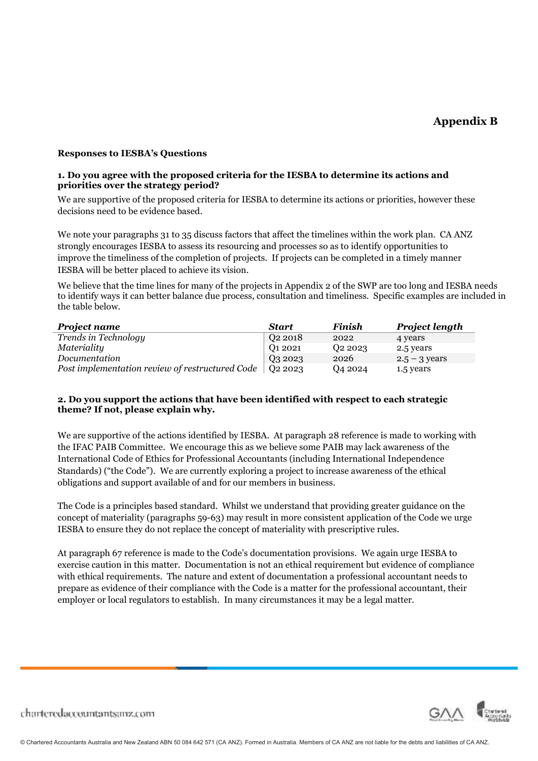# Appendix B

**Responses to IESBA's Questions**

**1. Do you agree with the proposed criteria for the IESBA to determine its actions and priorities over the strategy period?**

We are supportive of the proposed criteria for IESBA to determine its actions or priorities, however these decisions need to be evidence based.

We note your paragraphs 31 to 35 discuss factors that affect the timelines within the work plan. CA ANZ strongly encourages IESBA to assess its resourcing and processes so as to identify opportunities to improve the timeliness of the completion of projects. If projects can be completed in a timely manner IESBA will be better placed to achieve its vision.

We believe that the time lines for many of the projects in Appendix 2 of the SWP are too long and IESBA needs to identify ways it can better balance due process, consultation and timeliness. Specific examples are included in the table below.

| *Project name* | *Start* | *Finish* | *Project length* |
|---|---|---|---|
| *Trends in Technology* | Q2 2018 | 2022 | 4 years |
| *Materiality* | Q1 2021 | Q2 2023 | 2.5 years |
| *Documentation* | Q3 2023 | 2026 | 2.5 – 3 years |
| *Post implementation review of restructured Code* | Q2 2023 | Q4 2024 | 1.5 years |

**2. Do you support the actions that have been identified with respect to each strategic theme? If not, please explain why.**

We are supportive of the actions identified by IESBA. At paragraph 28 reference is made to working with the IFAC PAIB Committee. We encourage this as we believe some PAIB may lack awareness of the International Code of Ethics for Professional Accountants (including International Independence Standards) ("the Code"). We are currently exploring a project to increase awareness of the ethical obligations and support available of and for our members in business.

The Code is a principles based standard. Whilst we understand that providing greater guidance on the concept of materiality (paragraphs 59-63) may result in more consistent application of the Code we urge IESBA to ensure they do not replace the concept of materiality with prescriptive rules.

At paragraph 67 reference is made to the Code's documentation provisions. We again urge IESBA to exercise caution in this matter. Documentation is not an ethical requirement but evidence of compliance with ethical requirements. The nature and extent of documentation a professional accountant needs to prepare as evidence of their compliance with the Code is a matter for the professional accountant, their employer or local regulators to establish. In many circumstances it may be a legal matter.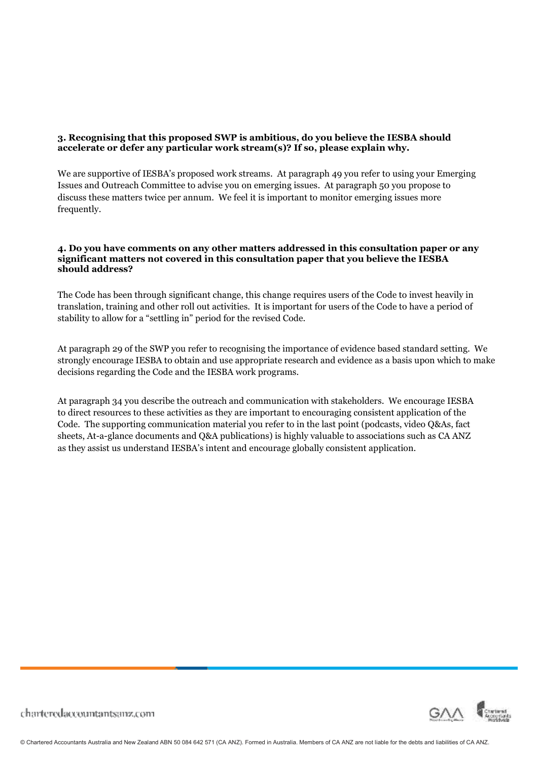**3. Recognising that this proposed SWP is ambitious, do you believe the IESBA should accelerate or defer any particular work stream(s)? If so, please explain why.**

We are supportive of IESBA's proposed work streams. At paragraph 49 you refer to using your Emerging Issues and Outreach Committee to advise you on emerging issues. At paragraph 50 you propose to discuss these matters twice per annum. We feel it is important to monitor emerging issues more frequently.

**4. Do you have comments on any other matters addressed in this consultation paper or any significant matters not covered in this consultation paper that you believe the IESBA should address?**

The Code has been through significant change, this change requires users of the Code to invest heavily in translation, training and other roll out activities. It is important for users of the Code to have a period of stability to allow for a "settling in" period for the revised Code.

At paragraph 29 of the SWP you refer to recognising the importance of evidence based standard setting. We strongly encourage IESBA to obtain and use appropriate research and evidence as a basis upon which to make decisions regarding the Code and the IESBA work programs.

At paragraph 34 you describe the outreach and communication with stakeholders. We encourage IESBA to direct resources to these activities as they are important to encouraging consistent application of the Code. The supporting communication material you refer to in the last point (podcasts, video Q&As, fact sheets, At-a-glance documents and Q&A publications) is highly valuable to associations such as CA ANZ as they assist us understand IESBA's intent and encourage globally consistent application.